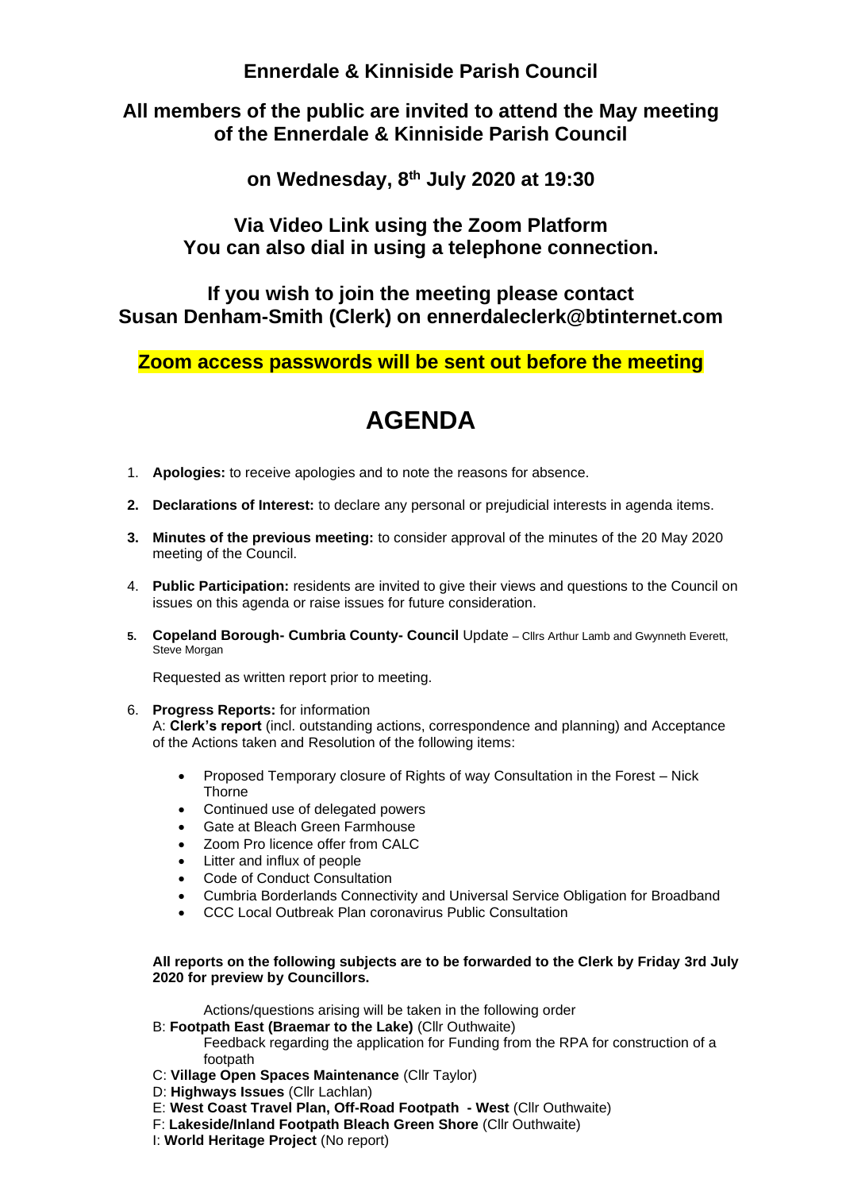# Ennerdale & Kinniside Parish Council

## All members of the public are invited to attend the May meeting of the Ennerdale & Kinniside Parish Council

## on Wednesday, 8th July 2020 at 19:30

## Via Video Link using the Zoom Platform You can also dial in using a telephone connection.

## If you wish to join the meeting please contact Susan Denham-Smith (Clerk) on ennerdaleclerk@btinternet.com

**Zoom access passwords will be sent out before the meeting**

# AGENDA

1. **Apologies:** to receive apologies and to note the reasons for absence.
2. **Declarations of Interest:** to declare any personal or prejudicial interests in agenda items.
3. **Minutes of the previous meeting:** to consider approval of the minutes of the 20 May 2020 meeting of the Council.
4. **Public Participation:** residents are invited to give their views and questions to the Council on issues on this agenda or raise issues for future consideration.
5. **Copeland Borough- Cumbria County- Council** Update – Cllrs Arthur Lamb and Gwynneth Everett, Steve Morgan

   Requested as written report prior to meeting.

6. **Progress Reports:** for information

   A: **Clerk's report** (incl. outstanding actions, correspondence and planning) and Acceptance of the Actions taken and Resolution of the following items:

   - Proposed Temporary closure of Rights of way Consultation in the Forest – Nick Thorne
   - Continued use of delegated powers
   - Gate at Bleach Green Farmhouse
   - Zoom Pro licence offer from CALC
   - Litter and influx of people
   - Code of Conduct Consultation
   - Cumbria Borderlands Connectivity and Universal Service Obligation for Broadband
   - CCC Local Outbreak Plan coronavirus Public Consultation

   **All reports on the following subjects are to be forwarded to the Clerk by Friday 3rd July 2020 for preview by Councillors.**

   Actions/questions arising will be taken in the following order

   B: **Footpath East (Braemar to the Lake)** (Cllr Outhwaite)

   Feedback regarding the application for Funding from the RPA for construction of a footpath

   C: **Village Open Spaces Maintenance** (Cllr Taylor)

   D: **Highways Issues** (Cllr Lachlan)

   E: **West Coast Travel Plan, Off-Road Footpath - West** (Cllr Outhwaite)

   F: **Lakeside/Inland Footpath Bleach Green Shore** (Cllr Outhwaite)

   I: **World Heritage Project** (No report)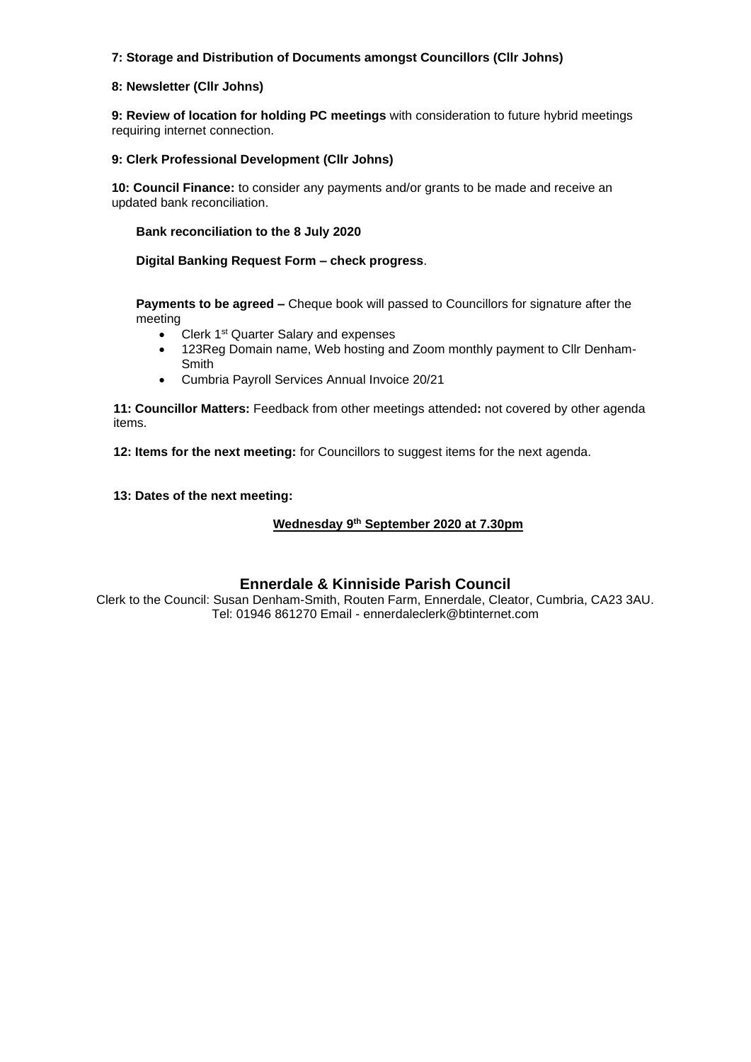**7: Storage and Distribution of Documents amongst Councillors (Cllr Johns)**

**8: Newsletter (Cllr Johns)**

**9: Review of location for holding PC meetings** with consideration to future hybrid meetings requiring internet connection.

**9: Clerk Professional Development (Cllr Johns)**

**10: Council Finance:** to consider any payments and/or grants to be made and receive an updated bank reconciliation.

**Bank reconciliation to the 8 July 2020**

**Digital Banking Request Form – check progress**.

**Payments to be agreed –** Cheque book will passed to Councillors for signature after the meeting

- Clerk 1st Quarter Salary and expenses
- 123Reg Domain name, Web hosting and Zoom monthly payment to Cllr Denham-Smith
- Cumbria Payroll Services Annual Invoice 20/21

**11: Councillor Matters:** Feedback from other meetings attended**:** not covered by other agenda items.

**12: Items for the next meeting:** for Councillors to suggest items for the next agenda.

**13: Dates of the next meeting:**

**Wednesday 9th September 2020 at 7.30pm**

## Ennerdale & Kinniside Parish Council

Clerk to the Council: Susan Denham-Smith, Routen Farm, Ennerdale, Cleator, Cumbria, CA23 3AU.
Tel: 01946 861270 Email - ennerdaleclerk@btinternet.com